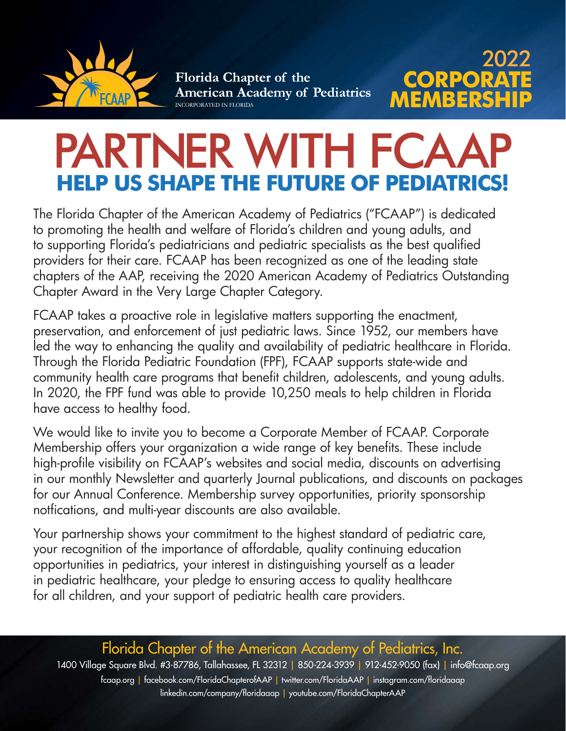Florida Chapter of the American Academy of Pediatrics
INCORPORATED IN FLORIDA

**2022 CORPORATE MEMBERSHIP**

# PARTNER WITH FCAAP

## HELP US SHAPE THE FUTURE OF PEDIATRICS!

The Florida Chapter of the American Academy of Pediatrics ("FCAAP") is dedicated to promoting the health and welfare of Florida's children and young adults, and to supporting Florida's pediatricians and pediatric specialists as the best qualified providers for their care. FCAAP has been recognized as one of the leading state chapters of the AAP, receiving the 2020 American Academy of Pediatrics Outstanding Chapter Award in the Very Large Chapter Category.

FCAAP takes a proactive role in legislative matters supporting the enactment, preservation, and enforcement of just pediatric laws. Since 1952, our members have led the way to enhancing the quality and availability of pediatric healthcare in Florida. Through the Florida Pediatric Foundation (FPF), FCAAP supports state-wide and community health care programs that benefit children, adolescents, and young adults. In 2020, the FPF fund was able to provide 10,250 meals to help children in Florida have access to healthy food.

We would like to invite you to become a Corporate Member of FCAAP. Corporate Membership offers your organization a wide range of key benefits. These include high-profile visibility on FCAAP's websites and social media, discounts on advertising in our monthly Newsletter and quarterly Journal publications, and discounts on packages for our Annual Conference. Membership survey opportunities, priority sponsorship notfications, and multi-year discounts are also available.

Your partnership shows your commitment to the highest standard of pediatric care, your recognition of the importance of affordable, quality continuing education opportunities in pediatrics, your interest in distinguishing yourself as a leader in pediatric healthcare, your pledge to ensuring access to quality healthcare for all children, and your support of pediatric health care providers.

Florida Chapter of the American Academy of Pediatrics, Inc.

1400 Village Square Blvd. #3-87786, Tallahassee, FL 32312 | 850-224-3939 | 912-452-9050 (fax) | info@fcaap.org

fcaap.org | facebook.com/FloridaChapterofAAP | twitter.com/FloridaAAP | instagram.com/floridaaap

linkedin.com/company/floridaaap | youtube.com/FloridaChapterAAP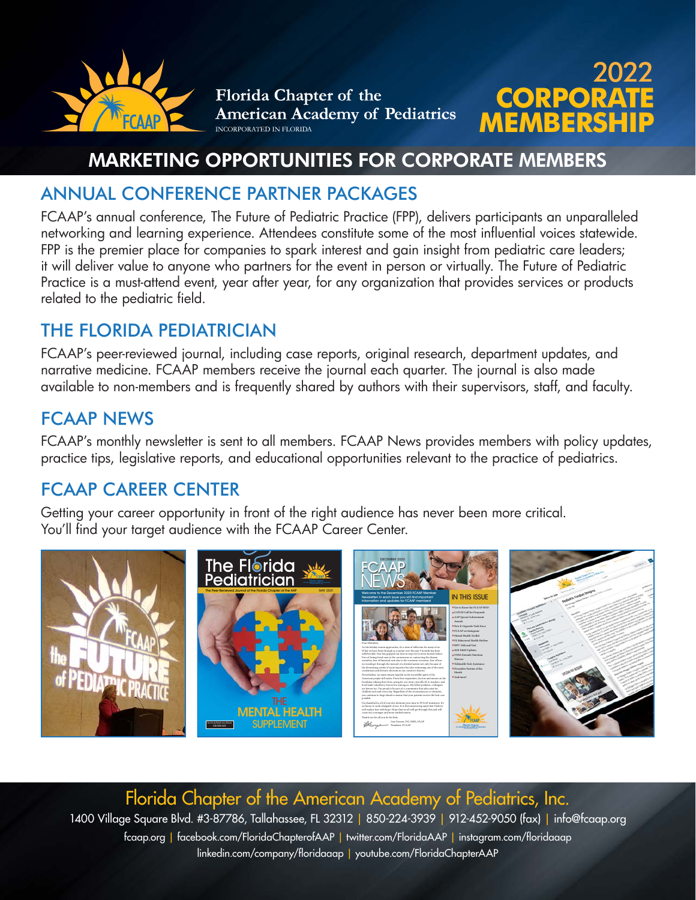Florida Chapter of the American Academy of Pediatrics
INCORPORATED IN FLORIDA

# 2022 CORPORATE MEMBERSHIP

## MARKETING OPPORTUNITIES FOR CORPORATE MEMBERS

### ANNUAL CONFERENCE PARTNER PACKAGES

FCAAP's annual conference, The Future of Pediatric Practice (FPP), delivers participants an unparalleled networking and learning experience. Attendees constitute some of the most influential voices statewide. FPP is the premier place for companies to spark interest and gain insight from pediatric care leaders; it will deliver value to anyone who partners for the event in person or virtually. The Future of Pediatric Practice is a must-attend event, year after year, for any organization that provides services or products related to the pediatric field.

### THE FLORIDA PEDIATRICIAN

FCAAP's peer-reviewed journal, including case reports, original research, department updates, and narrative medicine. FCAAP members receive the journal each quarter. The journal is also made available to non-members and is frequently shared by authors with their supervisors, staff, and faculty.

### FCAAP NEWS

FCAAP's monthly newsletter is sent to all members. FCAAP News provides members with policy updates, practice tips, legislative reports, and educational opportunities relevant to the practice of pediatrics.

### FCAAP CAREER CENTER

Getting your career opportunity in front of the right audience has never been more critical. You'll find your target audience with the FCAAP Career Center.

Florida Chapter of the American Academy of Pediatrics, Inc.

1400 Village Square Blvd. #3-87786, Tallahassee, FL 32312 | 850-224-3939 | 912-452-9050 (fax) | info@fcaap.org

fcaap.org | facebook.com/FloridaChapterofAAP | twitter.com/FloridaAAP | instagram.com/floridaaap

linkedin.com/company/floridaaap | youtube.com/FloridaChapterAAP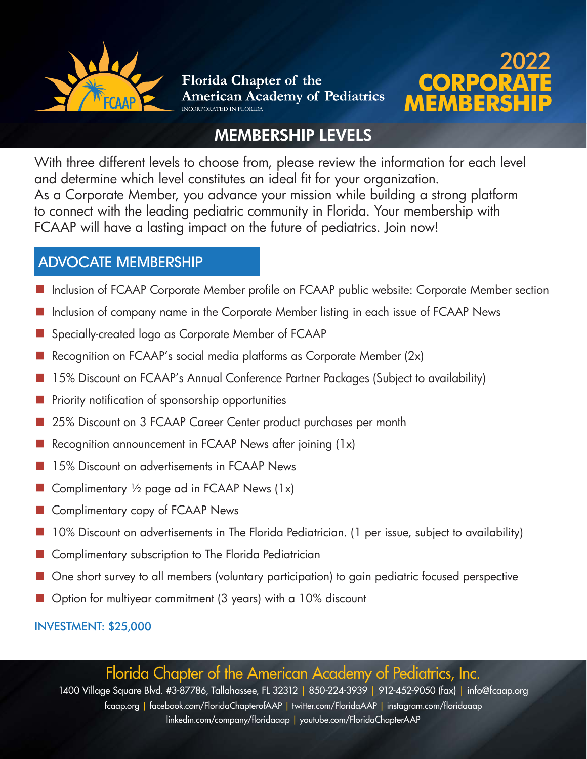Florida Chapter of the American Academy of Pediatrics
INCORPORATED IN FLORIDA

# 2022 CORPORATE MEMBERSHIP

## MEMBERSHIP LEVELS

With three different levels to choose from, please review the information for each level and determine which level constitutes an ideal fit for your organization.
As a Corporate Member, you advance your mission while building a strong platform to connect with the leading pediatric community in Florida. Your membership with FCAAP will have a lasting impact on the future of pediatrics. Join now!

## ADVOCATE MEMBERSHIP

- Inclusion of FCAAP Corporate Member profile on FCAAP public website: Corporate Member section
- Inclusion of company name in the Corporate Member listing in each issue of FCAAP News
- Specially-created logo as Corporate Member of FCAAP
- Recognition on FCAAP's social media platforms as Corporate Member (2x)
- 15% Discount on FCAAP's Annual Conference Partner Packages (Subject to availability)
- Priority notification of sponsorship opportunities
- 25% Discount on 3 FCAAP Career Center product purchases per month
- Recognition announcement in FCAAP News after joining (1x)
- 15% Discount on advertisements in FCAAP News
- Complimentary ½ page ad in FCAAP News (1x)
- Complimentary copy of FCAAP News
- 10% Discount on advertisements in The Florida Pediatrician. (1 per issue, subject to availability)
- Complimentary subscription to The Florida Pediatrician
- One short survey to all members (voluntary participation) to gain pediatric focused perspective
- Option for multiyear commitment (3 years) with a 10% discount

**INVESTMENT: $25,000**

Florida Chapter of the American Academy of Pediatrics, Inc.
1400 Village Square Blvd. #3-87786, Tallahassee, FL 32312 | 850-224-3939 | 912-452-9050 (fax) | info@fcaap.org
fcaap.org | facebook.com/FloridaChapterofAAP | twitter.com/FloridaAAP | instagram.com/floridaaap
linkedin.com/company/floridaaap | youtube.com/FloridaChapterAAP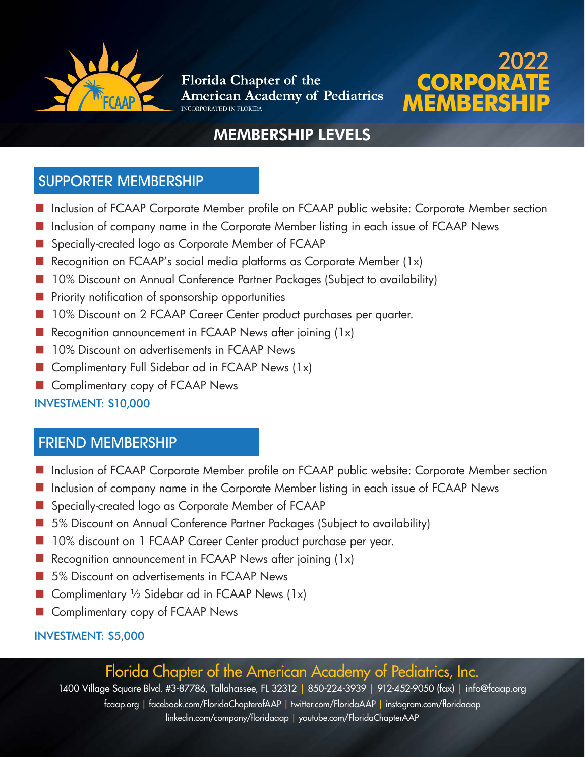Florida Chapter of the American Academy of Pediatrics
INCORPORATED IN FLORIDA

# 2022 CORPORATE MEMBERSHIP

## MEMBERSHIP LEVELS

### SUPPORTER MEMBERSHIP

- Inclusion of FCAAP Corporate Member profile on FCAAP public website: Corporate Member section
- Inclusion of company name in the Corporate Member listing in each issue of FCAAP News
- Specially-created logo as Corporate Member of FCAAP
- Recognition on FCAAP's social media platforms as Corporate Member (1x)
- 10% Discount on Annual Conference Partner Packages (Subject to availability)
- Priority notification of sponsorship opportunities
- 10% Discount on 2 FCAAP Career Center product purchases per quarter.
- Recognition announcement in FCAAP News after joining (1x)
- 10% Discount on advertisements in FCAAP News
- Complimentary Full Sidebar ad in FCAAP News (1x)
- Complimentary copy of FCAAP News

**INVESTMENT: $10,000**

### FRIEND MEMBERSHIP

- Inclusion of FCAAP Corporate Member profile on FCAAP public website: Corporate Member section
- Inclusion of company name in the Corporate Member listing in each issue of FCAAP News
- Specially-created logo as Corporate Member of FCAAP
- 5% Discount on Annual Conference Partner Packages (Subject to availability)
- 10% discount on 1 FCAAP Career Center product purchase per year.
- Recognition announcement in FCAAP News after joining (1x)
- 5% Discount on advertisements in FCAAP News
- Complimentary ½ Sidebar ad in FCAAP News (1x)
- Complimentary copy of FCAAP News

**INVESTMENT: $5,000**

Florida Chapter of the American Academy of Pediatrics, Inc.
1400 Village Square Blvd. #3-87786, Tallahassee, FL 32312 | 850-224-3939 | 912-452-9050 (fax) | info@fcaap.org
fcaap.org | facebook.com/FloridaChapterofAAP | twitter.com/FloridaAAP | instagram.com/floridaaap
linkedin.com/company/floridaaap | youtube.com/FloridaChapterAAP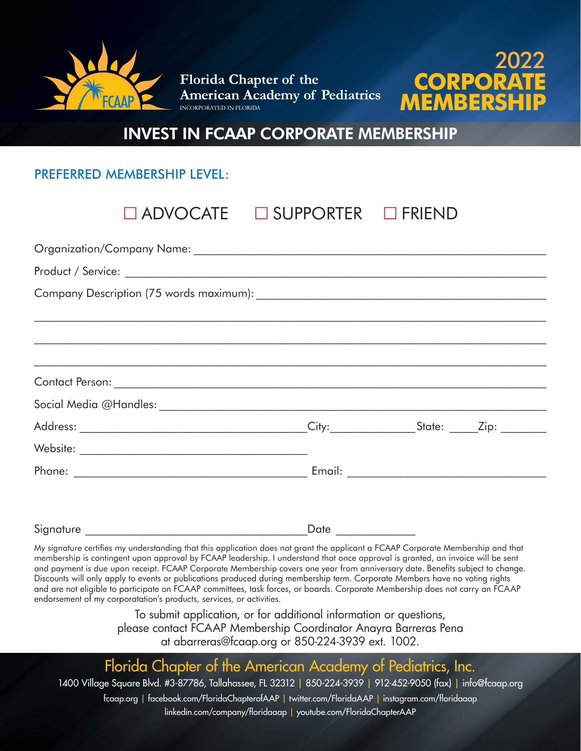Florida Chapter of the American Academy of Pediatrics
INCORPORATED IN FLORIDA

# 2022 CORPORATE MEMBERSHIP

## INVEST IN FCAAP CORPORATE MEMBERSHIP

### PREFERRED MEMBERSHIP LEVEL:

☐ ADVOCATE ☐ SUPPORTER ☐ FRIEND

Organization/Company Name: ______________________________

Product / Service: ______________________________

Company Description (75 words maximum): ______________________________

______________________________

______________________________

______________________________

Contact Person: ______________________________

Social Media @Handles: ______________________________

Address: ____________________ City: __________ State: _____ Zip: _______

Website: ______________________________

Phone: ____________________ Email: ____________________

Signature ______________________________ Date ____________

My signature certifies my understanding that this application does not grant the applicant a FCAAP Corporate Membership and that membership is contingent upon approval by FCAAP leadership. I understand that once approval is granted, an invoice will be sent and payment is due upon receipt. FCAAP Corporate Membership covers one year from anniversary date. Benefits subject to change. Discounts will only apply to events or publications produced during membership term. Corporate Members have no voting rights and are not eligible to participate on FCAAP committees, task forces, or boards. Corporate Membership does not carry an FCAAP endorsement of my corporatation's products, services, or activities.

To submit application, or for additional information or questions, please contact FCAAP Membership Coordinator Anayra Barreras Pena at abarreras@fcaap.org or 850-224-3939 ext. 1002.

Florida Chapter of the American Academy of Pediatrics, Inc.

1400 Village Square Blvd. #3-87786, Tallahassee, FL 32312 | 850-224-3939 | 912-452-9050 (fax) | info@fcaap.org

fcaap.org | facebook.com/FloridaChapterofAAP | twitter.com/FloridaAAP | instagram.com/floridaaap

linkedin.com/company/floridaaap | youtube.com/FloridaChapterAAP